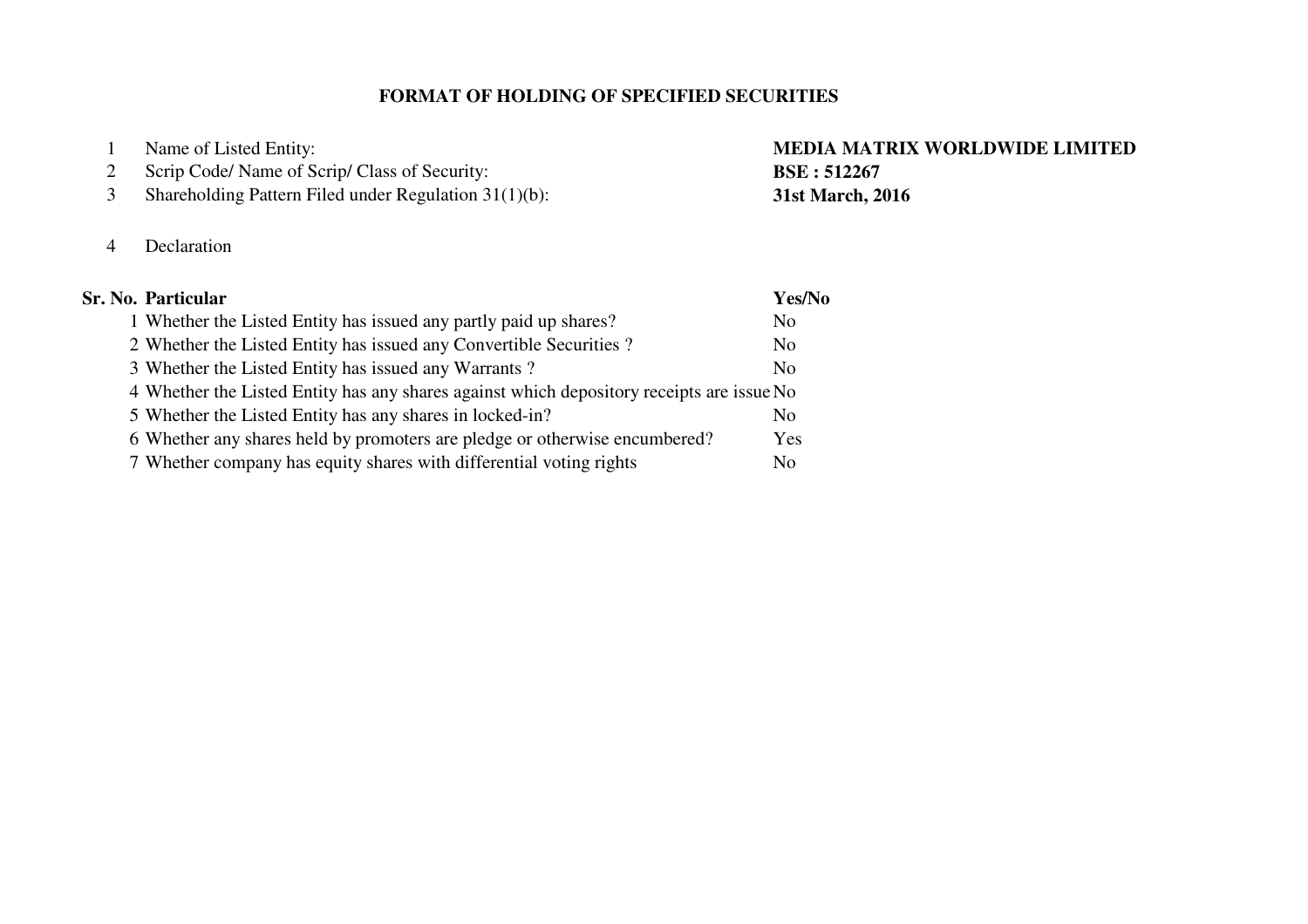# FORMAT OF HOLDING OF SPECIFIED SECURITIES

| | | |
|---|---|---|
| 1 | Name of Listed Entity: | **MEDIA MATRIX WORLDWIDE LIMITED** |
| 2 | Scrip Code/ Name of Scrip/ Class of Security: | **BSE : 512267** |
| 3 | Shareholding Pattern Filed under Regulation 31(1)(b): | **31st March, 2016** |
| 4 | Declaration | |

| **Sr. No.** | **Particular** | **Yes/No** |
|---|---|---|
| 1 | Whether the Listed Entity has issued any partly paid up shares? | No |
| 2 | Whether the Listed Entity has issued any Convertible Securities ? | No |
| 3 | Whether the Listed Entity has issued any Warrants ? | No |
| 4 | Whether the Listed Entity has any shares against which depository receipts are issue | No |
| 5 | Whether the Listed Entity has any shares in locked-in? | No |
| 6 | Whether any shares held by promoters are pledge or otherwise encumbered? | Yes |
| 7 | Whether company has equity shares with differential voting rights | No |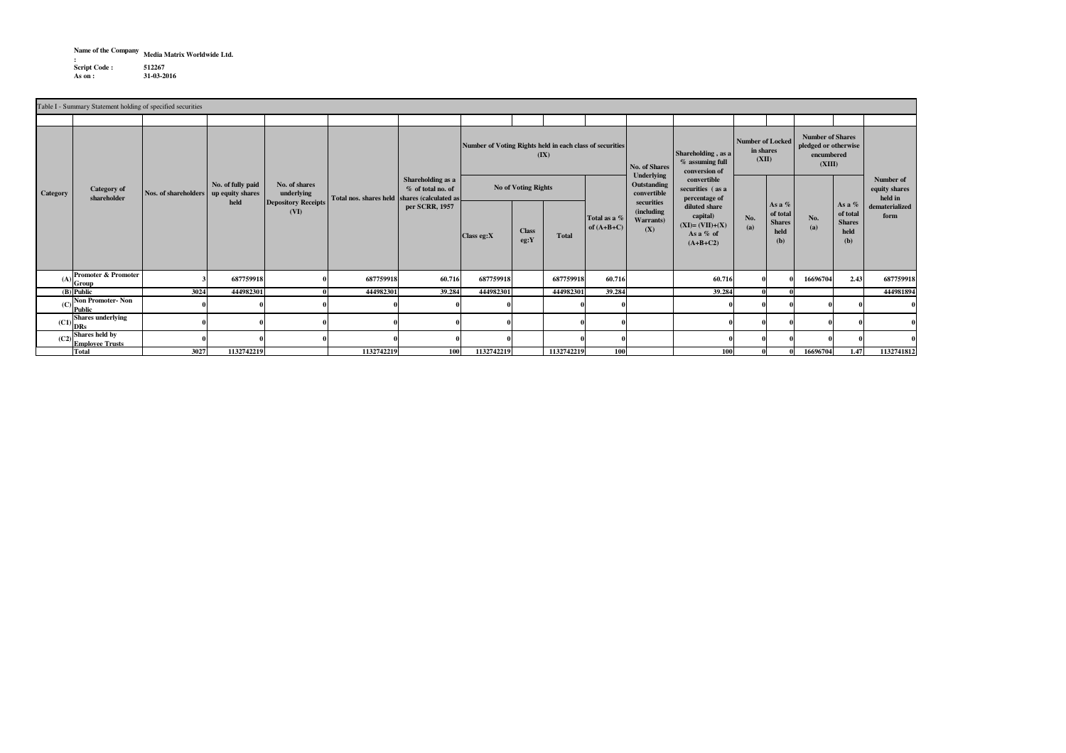Name of the Company : Media Matrix Worldwide Ltd.

Script Code : 512267

As on : 31-03-2016

Table I - Summary Statement holding of specified securities

| Category | Category of shareholder | Nos. of shareholders | No. of fully paid up equity shares held | No. of shares underlying Depository Receipts (VI) | Total nos. shares held | Shareholding as a % of total no. of shares (calculated as per SCRR, 1957 | Number of Voting Rights held in each class of securities (IX) | | | | No. of Shares Underlying Outstanding convertible securities (including Warrants) (X) | Shareholding , as a % assuming full conversion of convertible securities ( as a percentage of diluted share capital) (XI)= (VII)+(X) As a % of (A+B+C2) | Number of Locked in shares (XII) | | Number of Shares pledged or otherwise encumbered (XIII) | | Number of equity shares held in dematerialized form |
|---|---|---|---|---|---|---|---|---|---|---|---|---|---|---|---|---|---|
| | | | | | | | No of Voting Rights | | | Total as a % of (A+B+C) | | | No. (a) | As a % of total Shares held (b) | No. (a) | As a % of total Shares held (b) | |
| | | | | | | | Class eg:X | Class eg:Y | Total | | | | | | | | |
| (A) | Promoter & Promoter Group | 3 | 687759918 | 0 | 687759918 | 60.716 | 687759918 | | 687759918 | 60.716 | | 60.716 | 0 | 0 | 16696704 | 2.43 | 687759918 |
| (B) | Public | 3024 | 444982301 | 0 | 444982301 | 39.284 | 444982301 | | 444982301 | 39.284 | | 39.284 | 0 | 0 | | | 444981894 |
| (C) | Non Promoter- Non Public | 0 | 0 | 0 | 0 | 0 | 0 | | 0 | 0 | | 0 | 0 | 0 | 0 | 0 | 0 |
| (C1) | Shares underlying DRs | 0 | 0 | 0 | 0 | 0 | 0 | | 0 | 0 | | 0 | 0 | 0 | 0 | 0 | 0 |
| (C2) | Shares held by Employee Trusts | 0 | 0 | 0 | 0 | 0 | 0 | | 0 | 0 | | 0 | 0 | 0 | 0 | 0 | 0 |
| | Total | 3027 | 1132742219 | | 1132742219 | 100 | 1132742219 | | 1132742219 | 100 | | 100 | 0 | 0 | 16696704 | 1.47 | 1132741812 |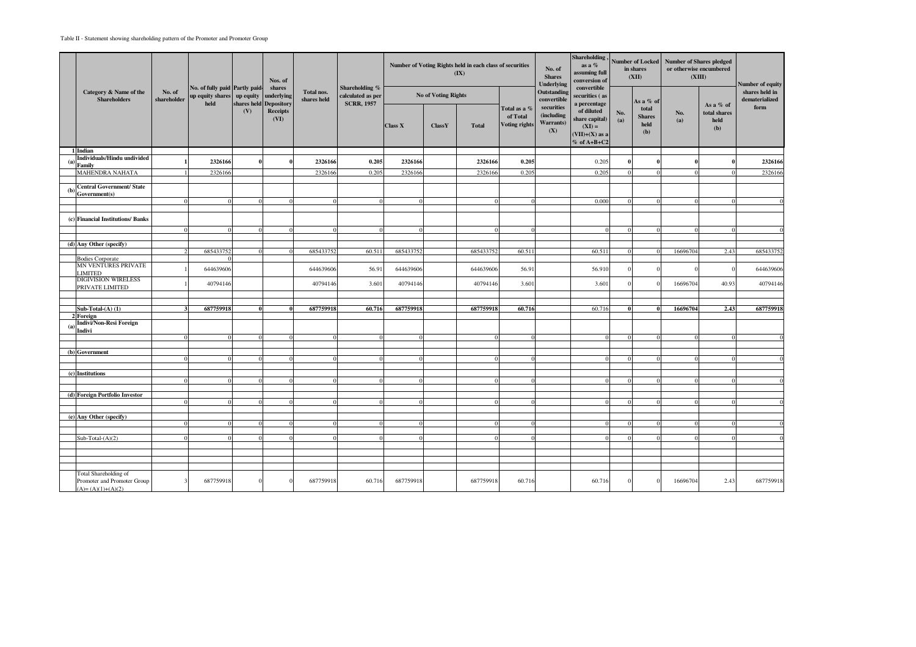Table II - Statement showing shareholding pattern of the Promoter and Promoter Group

| | Category & Name of the Shareholders | No. of shareholder | No. of fully paid up equity shares held | Partly paid-up equity shares held (V) | Nos. of shares underlying Depository Receipts (VI) | Total nos. shares held | Shareholding % calculated as per SCRR, 1957 | Number of Voting Rights held in each class of securities (IX) | | | | No. of Shares Underlying Outstanding convertible securities (including Warrants) (X) | Shareholding , as a % assuming full conversion of convertible securities ( as a percentage of diluted share capital) (XI) = (VII)+(X) as a % of A+B+C2 | Number of Locked in shares (XII) | | Number of Shares pledged or otherwise encumbered (XIII) | | Number of equity shares held in dematerialized form |
|---|---|---|---|---|---|---|---|---|---|---|---|---|---|---|---|---|---|---|
| | | | | | | | | No of Voting Rights | | | Total as a % of Total Voting rights | | | No. (a) | As a % of total Shares held (b) | No. (a) | As a % of total shares held (b) | |
| | | | | | | | | Class X | ClassY | Total | | | | | | | | |
| **1** | **Indian** | | | | | | | | | | | | | | | | | |
| **(a)** | **Individuals/Hindu undivided Family** | **1** | **2326166** | **0** | **0** | **2326166** | **0.205** | **2326166** | | **2326166** | **0.205** | | 0.205 | **0** | **0** | **0** | **0** | **2326166** |
| | MAHENDRA NAHATA | 1 | 2326166 | | | 2326166 | 0.205 | 2326166 | | 2326166 | 0.205 | | 0.205 | 0 | 0 | 0 | 0 | 2326166 |
| **(b)** | **Central Government/ State Government(s)** | | | | | | | | | | | | | | | | | |
| | | 0 | 0 | 0 | 0 | 0 | 0 | 0 | | 0 | 0 | | 0.000 | 0 | 0 | 0 | 0 | 0 |
| **(c)** | **Financial Institutions/ Banks** | | | | | | | | | | | | | | | | | |
| | | 0 | 0 | 0 | 0 | 0 | 0 | 0 | | 0 | 0 | | 0 | 0 | 0 | 0 | 0 | 0 |
| **(d)** | **Any Other (specify)** | | | | | | | | | | | | | | | | | |
| | | 2 | 685433752 | 0 | 0 | 685433752 | 60.511 | 685433752 | | 685433752 | 60.511 | | 60.511 | 0 | 0 | 16696704 | 2.43 | 685433752 |
| | Bodies Corporate | | 0 | | | | | | | | | | | | | | | |
| | MN VENTURES PRIVATE LIMITED | 1 | 644639606 | | | 644639606 | 56.91 | 644639606 | | 644639606 | 56.91 | | 56.910 | 0 | 0 | 0 | 0 | 644639606 |
| | DIGIVISION WIRELESS PRIVATE LIMITED | 1 | 40794146 | | | 40794146 | 3.601 | 40794146 | | 40794146 | 3.601 | | 3.601 | 0 | 0 | 16696704 | 40.93 | 40794146 |
| | **Sub-Total-(A) (1)** | **3** | **687759918** | **0** | **0** | **687759918** | **60.716** | **687759918** | | **687759918** | **60.716** | | 60.716 | **0** | **0** | **16696704** | **2.43** | **687759918** |
| **2** | **Foreign** | | | | | | | | | | | | | | | | | |
| **(a)** | **Indivi/Non-Resi Foreign Indivi** | | | | | | | | | | | | | | | | | |
| | | 0 | 0 | 0 | 0 | 0 | 0 | 0 | | 0 | 0 | | 0 | 0 | 0 | 0 | 0 | 0 |
| **(b)** | **Government** | | | | | | | | | | | | | | | | | |
| | | 0 | 0 | 0 | 0 | 0 | 0 | 0 | | 0 | 0 | | 0 | 0 | 0 | 0 | 0 | 0 |
| **(c)** | **Institutions** | | | | | | | | | | | | | | | | | |
| | | 0 | 0 | 0 | 0 | 0 | 0 | 0 | | 0 | 0 | | 0 | 0 | 0 | 0 | 0 | 0 |
| **(d)** | **Foreign Portfolio Investor** | | | | | | | | | | | | | | | | | |
| | | 0 | 0 | 0 | 0 | 0 | 0 | 0 | | 0 | 0 | | 0 | 0 | 0 | 0 | 0 | 0 |
| **(e)** | **Any Other (specify)** | | | | | | | | | | | | | | | | | |
| | | 0 | 0 | 0 | 0 | 0 | 0 | 0 | | 0 | 0 | | 0 | 0 | 0 | 0 | 0 | 0 |
| | Sub-Total-(A)(2) | 0 | 0 | 0 | 0 | 0 | 0 | 0 | | 0 | 0 | | 0 | 0 | 0 | 0 | 0 | 0 |
| | Total Shareholding of Promoter and Promoter Group (A)= (A)(1)+(A)(2) | 3 | 687759918 | 0 | 0 | 687759918 | 60.716 | 687759918 | | 687759918 | 60.716 | | 60.716 | 0 | 0 | 16696704 | 2.43 | 687759918 |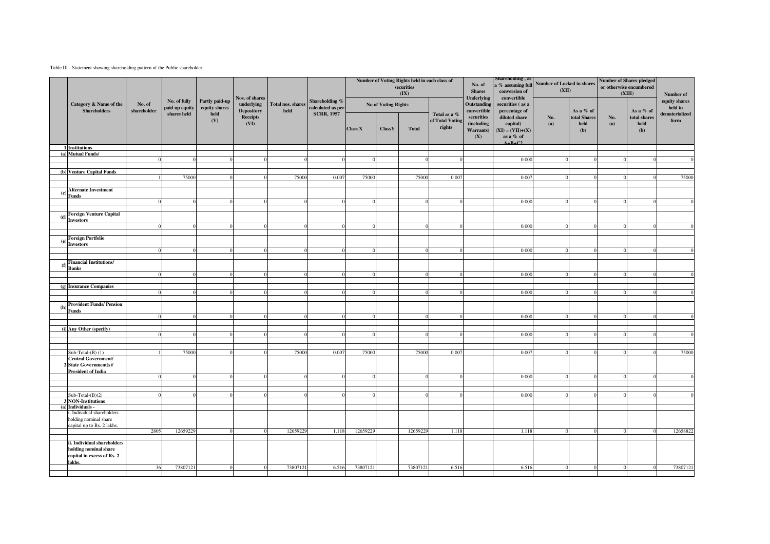Table III - Statement showing shareholding pattern of the Public shareholder

| | Category & Name of the Shareholders | No. of shareholder | No. of fully paid up equity shares held | Partly paid-up equity shares held (V) | Nos. of shares underlying Depository Receipts (VI) | Total nos. shares held | Shareholding % calculated as per SCRR, 1957 | Number of Voting Rights held in each class of securities (IX) | | | | No. of Shares Underlying Outstanding convertible securities (including Warrants) (X) | Shareholding , as a % assuming full conversion of convertible securities ( as a percentage of diluted share capital) (XI) = (VII)+(X) as a % of A+B+C2 | Number of Locked in shares (XII) | | Number of Shares pledged or otherwise encumbered (XIII) | | Number of equity shares held in dematerialized form |
|---|---|---|---|---|---|---|---|---|---|---|---|---|---|---|---|---|---|---|
| | | | | | | | | No of Voting Rights | | | Total as a % of Total Voting rights | | | No. (a) | As a % of total Shares held (b) | No. (a) | As a % of total shares held (b) | |
| | | | | | | | | Class X | ClassY | Total | | | | | | | | |
| 1 | **Institutions** | | | | | | | | | | | | | | | | | |
| (a) | **Mutual Funds/** | | | | | | | | | | | | | | | | | |
| | | 0 | 0 | 0 | 0 | 0 | 0 | 0 | | 0 | 0 | | 0.000 | 0 | 0 | 0 | 0 | 0 |
| (b) | **Venture Capital Funds** | | | | | | | | | | | | | | | | | |
| | | 1 | 75000 | 0 | 0 | 75000 | 0.007 | 75000 | | 75000 | 0.007 | | 0.007 | 0 | 0 | 0 | 0 | 75000 |
| (c) | **Alternate Investment Funds** | | | | | | | | | | | | | | | | | |
| | | 0 | 0 | 0 | 0 | 0 | 0 | 0 | | 0 | 0 | | 0.000 | 0 | 0 | 0 | 0 | 0 |
| (d) | **Foreign Venture Capital Investors** | | | | | | | | | | | | | | | | | |
| | | 0 | 0 | 0 | 0 | 0 | 0 | 0 | | 0 | 0 | | 0.000 | 0 | 0 | 0 | 0 | 0 |
| (e) | **Foreign Portfolio Investors** | | | | | | | | | | | | | | | | | |
| | | 0 | 0 | 0 | 0 | 0 | 0 | 0 | | 0 | 0 | | 0.000 | 0 | 0 | 0 | 0 | 0 |
| (f) | **Financial Institutions/ Banks** | | | | | | | | | | | | | | | | | |
| | | 0 | 0 | 0 | 0 | 0 | 0 | 0 | | 0 | 0 | | 0.000 | 0 | 0 | 0 | 0 | 0 |
| (g) | **Insurance Companies** | | | | | | | | | | | | | | | | | |
| | | 0 | 0 | 0 | 0 | 0 | 0 | 0 | | 0 | 0 | | 0.000 | 0 | 0 | 0 | 0 | 0 |
| (h) | **Provident Funds/ Pension Funds** | | | | | | | | | | | | | | | | | |
| | | 0 | 0 | 0 | 0 | 0 | 0 | 0 | | 0 | 0 | | 0.000 | 0 | 0 | 0 | 0 | 0 |
| (i) | **Any Other (specify)** | | | | | | | | | | | | | | | | | |
| | | 0 | 0 | 0 | 0 | 0 | 0 | 0 | | 0 | 0 | | 0.000 | 0 | 0 | 0 | 0 | 0 |
| | Sub-Total-(B) (1) | 1 | 75000 | 0 | 0 | 75000 | 0.007 | 75000 | | 75000 | 0.007 | | 0.007 | 0 | 0 | 0 | 0 | 75000 |
| 2 | **Central Government/ State Government(s)/ President of India** | | | | | | | | | | | | | | | | | |
| | | 0 | 0 | 0 | 0 | 0 | 0 | 0 | | 0 | 0 | | 0.000 | 0 | 0 | 0 | 0 | 0 |
| | Sub-Total-(B)(2) | 0 | 0 | 0 | 0 | 0 | 0 | 0 | | 0 | 0 | | 0.000 | 0 | 0 | 0 | 0 | 0 |
| 3 | **NON-Institutions** | | | | | | | | | | | | | | | | | |
| (a) | **Individuals -** | | | | | | | | | | | | | | | | | |
| | i. Individual shareholders holding nominal share capital up to Rs. 2 lakhs. | | | | | | | | | | | | | | | | | |
| | | 2805 | 12659229 | 0 | 0 | 12659229 | 1.118 | 12659229 | | 12659229 | 1.118 | | 1.118 | 0 | 0 | 0 | 0 | 12658822 |
| | **ii. Individual shareholders holding nominal share capital in excess of Rs. 2 lakhs.** | | | | | | | | | | | | | | | | | |
| | | 36 | 73807121 | 0 | 0 | 73807121 | 6.516 | 73807121 | | 73807121 | 6.516 | | 6.516 | 0 | 0 | 0 | 0 | 73807121 |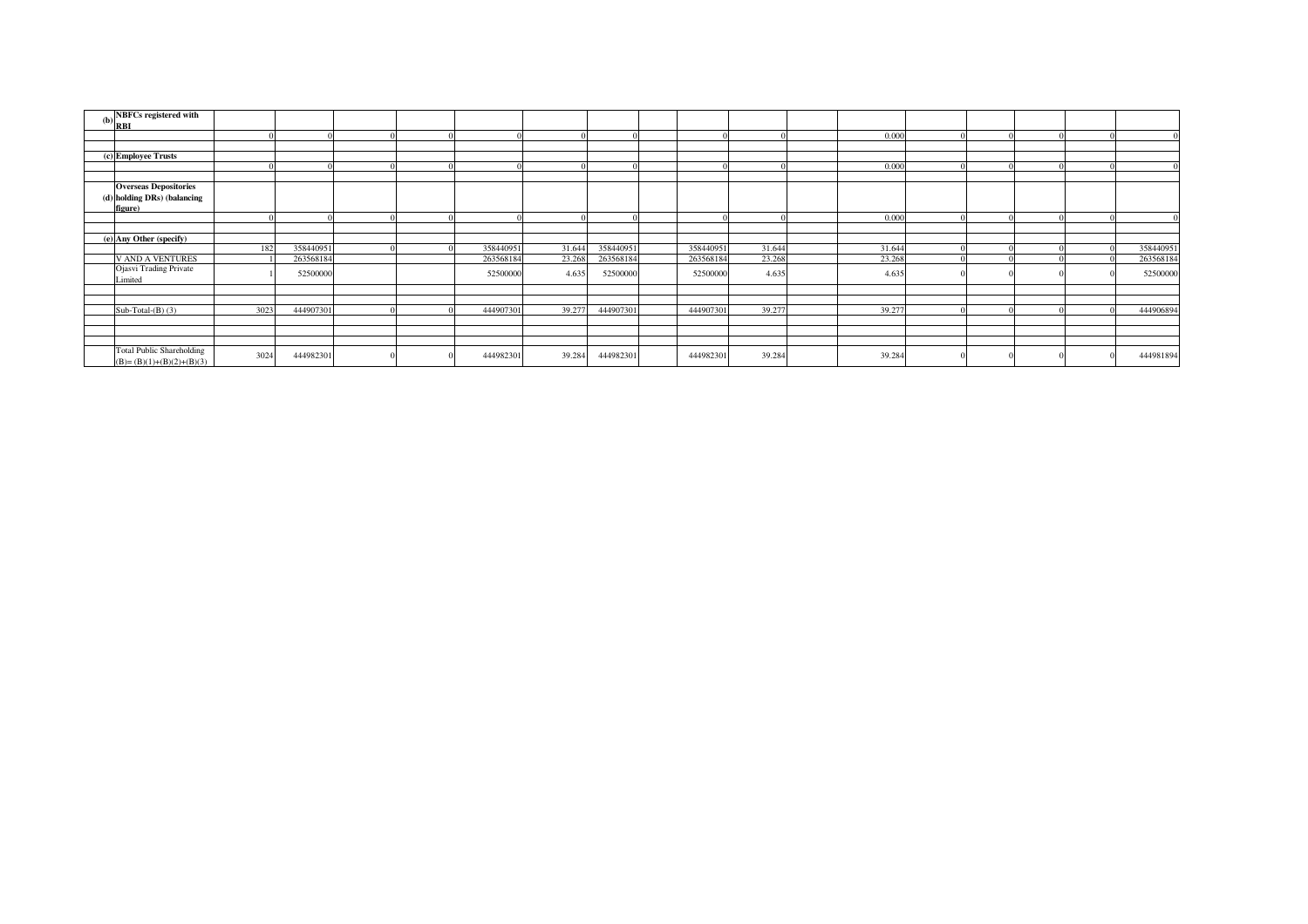| | | | | | | | | | | | | | | | | | | |
|---|---|---|---|---|---|---|---|---|---|---|---|---|---|---|---|---|---|---|
| (b) | **NBFCs registered with RBI** | | | | | | | | | | | | | | | | | |
| | | 0 | 0 | 0 | 0 | 0 | 0 | 0 | | 0 | 0 | | 0.000 | 0 | 0 | 0 | 0 | 0 |
| | | | | | | | | | | | | | | | | | | |
| (c) | **Employee Trusts** | | | | | | | | | | | | | | | | | |
| | | 0 | 0 | 0 | 0 | 0 | 0 | 0 | | 0 | 0 | | 0.000 | 0 | 0 | 0 | 0 | 0 |
| | | | | | | | | | | | | | | | | | | |
| (d) | **Overseas Depositories holding DRs) (balancing figure)** | | | | | | | | | | | | | | | | | |
| | | 0 | 0 | 0 | 0 | 0 | 0 | 0 | | 0 | 0 | | 0.000 | 0 | 0 | 0 | 0 | 0 |
| | | | | | | | | | | | | | | | | | | |
| (e) | **Any Other (specify)** | | | | | | | | | | | | | | | | | |
| | | 182 | 358440951 | 0 | 0 | 358440951 | 31.644 | 358440951 | | 358440951 | 31.644 | | 31.644 | 0 | 0 | 0 | 0 | 358440951 |
| | V AND A VENTURES | 1 | 263568184 | | | 263568184 | 23.268 | 263568184 | | 263568184 | 23.268 | | 23.268 | 0 | 0 | 0 | 0 | 263568184 |
| | Ojasvi Trading Private Limited | 1 | 52500000 | | | 52500000 | 4.635 | 52500000 | | 52500000 | 4.635 | | 4.635 | 0 | 0 | 0 | 0 | 52500000 |
| | | | | | | | | | | | | | | | | | | |
| | | | | | | | | | | | | | | | | | | |
| | Sub-Total-(B) (3) | 3023 | 444907301 | 0 | 0 | 444907301 | 39.277 | 444907301 | | 444907301 | 39.277 | | 39.277 | 0 | 0 | 0 | 0 | 444906894 |
| | | | | | | | | | | | | | | | | | | |
| | | | | | | | | | | | | | | | | | | |
| | | | | | | | | | | | | | | | | | | |
| | Total Public Shareholding (B)= (B)(1)+(B)(2)+(B)(3) | 3024 | 444982301 | 0 | 0 | 444982301 | 39.284 | 444982301 | | 444982301 | 39.284 | | 39.284 | 0 | 0 | 0 | 0 | 444981894 |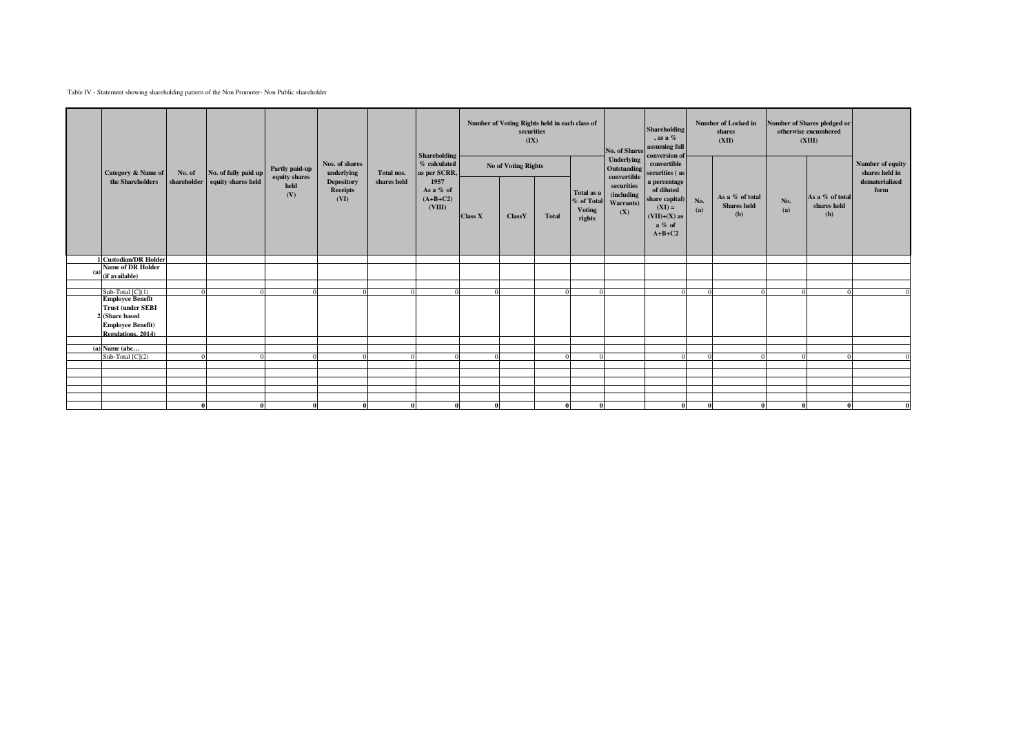Table IV - Statement showing shareholding pattern of the Non Promoter- Non Public shareholder

| | Category & Name of the Shareholders | No. of shareholder | No. of fully paid up equity shares held | Partly paid-up equity shares held (V) | Nos. of shares underlying Depository Receipts (VI) | Total nos. shares held | Shareholding % calculated as per SCRR, 1957 As a % of (A+B+C2) (VIII) | Number of Voting Rights held in each class of securities (IX) | | | | No. of Shares Underlying Outstanding convertible securities (including Warrants) (X) | Shareholding , as a % assuming full conversion of convertible securities ( as a percentage of diluted share capital) (XI) = (VII)+(X) as a % of A+B+C2 | Number of Locked in shares (XII) | | Number of Shares pledged or otherwise encumbered (XIII) | | Number of equity shares held in dematerialized form |
|---|---|---|---|---|---|---|---|---|---|---|---|---|---|---|---|---|---|---|
| | | | | | | | | No of Voting Rights | | | Total as a % of Total Voting rights | | | No. (a) | As a % of total Shares held (b) | No. (a) | As a % of total shares held (b) | |
| | | | | | | | | Class X | ClassY | Total | | | | | | | | |
| 1 | **Custodian/DR Holder** | | | | | | | | | | | | | | | | | |
| (a) | **Name of DR Holder (if available)** | | | | | | | | | | | | | | | | | |
| | | | | | | | | | | | | | | | | | | |
| | Sub-Total [C](1) | 0 | 0 | 0 | 0 | 0 | 0 | 0 | | 0 | 0 | | 0 | 0 | 0 | 0 | 0 | 0 |
| 2 | **Employee Benefit Trust (under SEBI (Share based Employee Benefit) Regulations, 2014)** | | | | | | | | | | | | | | | | | |
| | | | | | | | | | | | | | | | | | | |
| (a) | **Name (abc...** | | | | | | | | | | | | | | | | | |
| | Sub-Total [C](2) | 0 | 0 | 0 | 0 | 0 | 0 | 0 | | 0 | 0 | | 0 | 0 | 0 | 0 | 0 | 0 |
| | | | | | | | | | | | | | | | | | | |
| | | | | | | | | | | | | | | | | | | |
| | | | | | | | | | | | | | | | | | | |
| | | | | | | | | | | | | | | | | | | |
| | | | | | | | | | | | | | | | | | | |
| | | **0** | **0** | **0** | **0** | **0** | **0** | **0** | | **0** | **0** | | **0** | **0** | **0** | **0** | **0** | **0** |